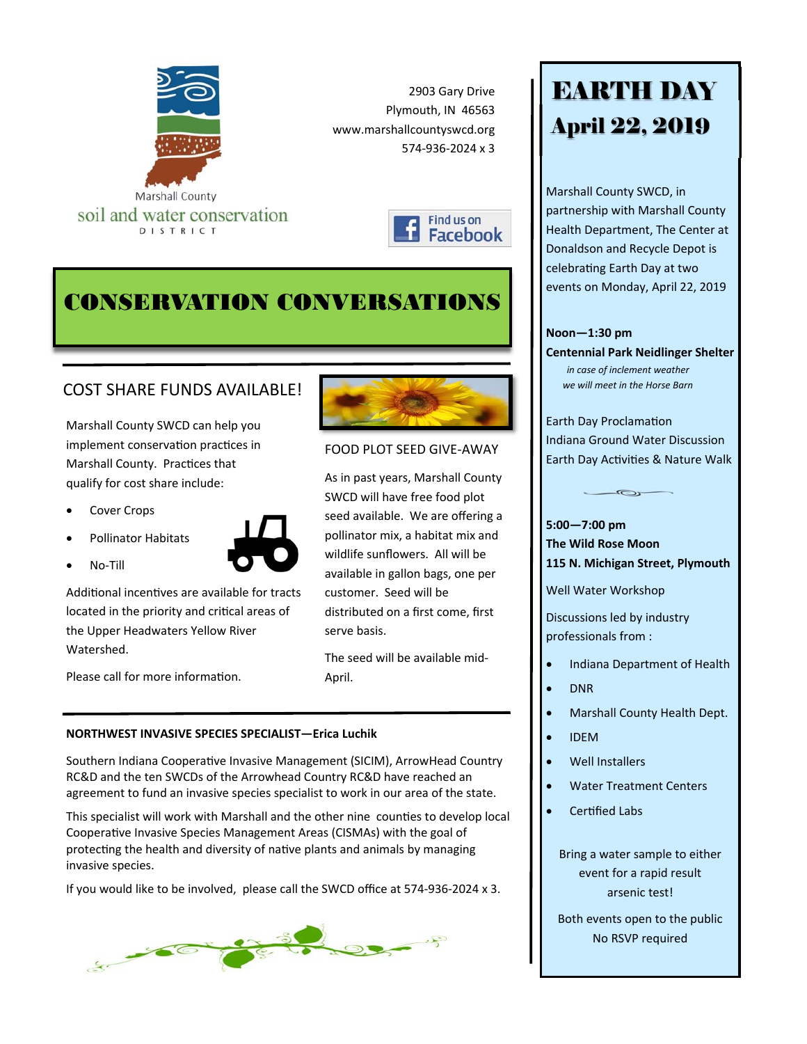Marshall County
soil and water conservation
DISTRICT

2903 Gary Drive
Plymouth, IN 46563
www.marshallcountyswcd.org
574-936-2024 x 3

Find us on Facebook

# CONSERVATION CONVERSATIONS

## COST SHARE FUNDS AVAILABLE!

Marshall County SWCD can help you implement conservation practices in Marshall County. Practices that qualify for cost share include:

- Cover Crops
- Pollinator Habitats
- No-Till

Additional incentives are available for tracts located in the priority and critical areas of the Upper Headwaters Yellow River Watershed.

Please call for more information.

## FOOD PLOT SEED GIVE-AWAY

As in past years, Marshall County SWCD will have free food plot seed available. We are offering a pollinator mix, a habitat mix and wildlife sunflowers. All will be available in gallon bags, one per customer. Seed will be distributed on a first come, first serve basis.

The seed will be available mid-April.

## NORTHWEST INVASIVE SPECIES SPECIALIST—Erica Luchik

Southern Indiana Cooperative Invasive Management (SICIM), ArrowHead Country RC&D and the ten SWCDs of the Arrowhead Country RC&D have reached an agreement to fund an invasive species specialist to work in our area of the state.

This specialist will work with Marshall and the other nine counties to develop local Cooperative Invasive Species Management Areas (CISMAs) with the goal of protecting the health and diversity of native plants and animals by managing invasive species.

If you would like to be involved, please call the SWCD office at 574-936-2024 x 3.

## EARTH DAY April 22, 2019

Marshall County SWCD, in partnership with Marshall County Health Department, The Center at Donaldson and Recycle Depot is celebrating Earth Day at two events on Monday, April 22, 2019

**Noon—1:30 pm**
**Centennial Park Neidlinger Shelter**
*in case of inclement weather we will meet in the Horse Barn*

Earth Day Proclamation
Indiana Ground Water Discussion
Earth Day Activities & Nature Walk

**5:00—7:00 pm**
**The Wild Rose Moon**
**115 N. Michigan Street, Plymouth**

Well Water Workshop

Discussions led by industry professionals from :

- Indiana Department of Health
- DNR
- Marshall County Health Dept.
- IDEM
- Well Installers
- Water Treatment Centers
- Certified Labs

Bring a water sample to either event for a rapid result arsenic test!

Both events open to the public
No RSVP required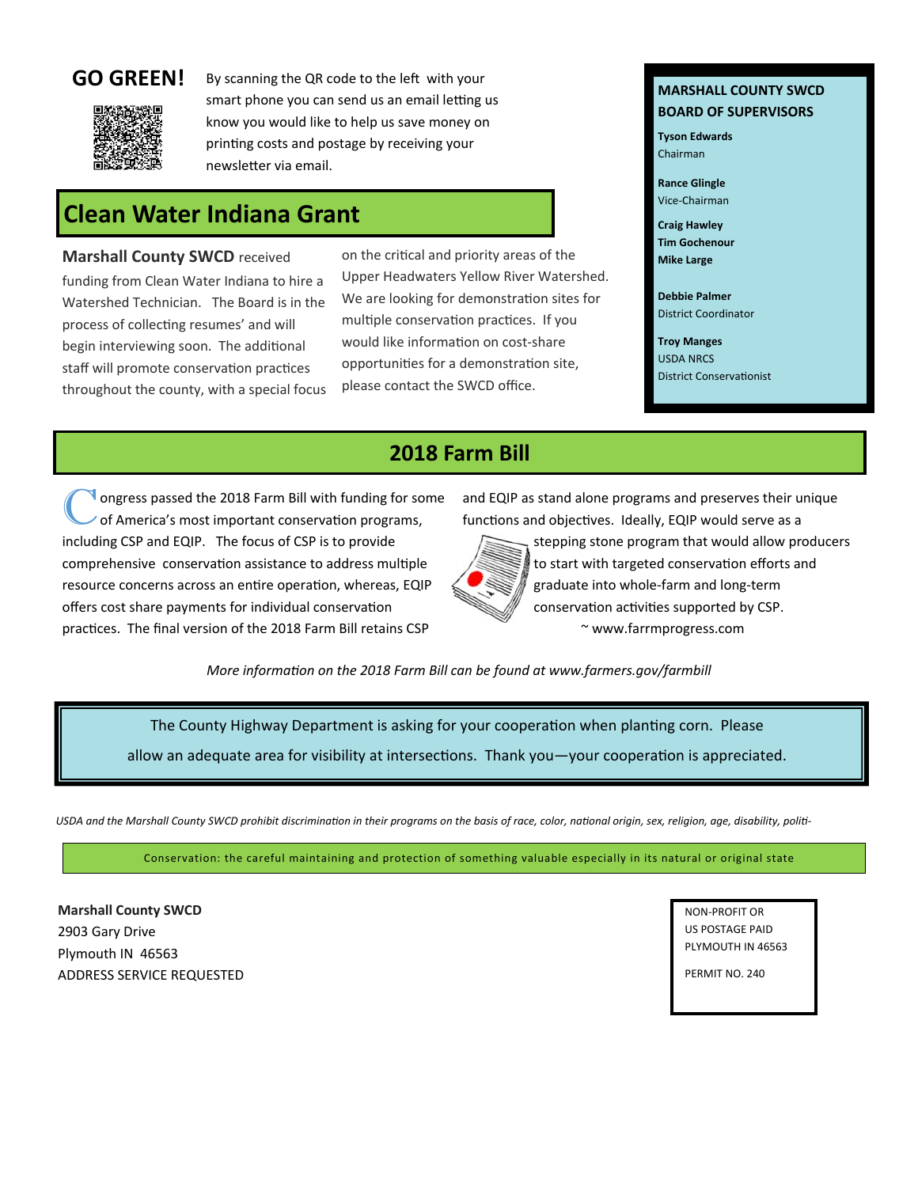## GO GREEN!

By scanning the QR code to the left with your smart phone you can send us an email letting us know you would like to help us save money on printing costs and postage by receiving your newsletter via email.

## Clean Water Indiana Grant

**Marshall County SWCD** received funding from Clean Water Indiana to hire a Watershed Technician. The Board is in the process of collecting resumes' and will begin interviewing soon. The additional staff will promote conservation practices throughout the county, with a special focus on the critical and priority areas of the Upper Headwaters Yellow River Watershed. We are looking for demonstration sites for multiple conservation practices. If you would like information on cost-share opportunities for a demonstration site, please contact the SWCD office.

**MARSHALL COUNTY SWCD BOARD OF SUPERVISORS**

**Tyson Edwards**
Chairman

**Rance Glingle**
Vice-Chairman

**Craig Hawley**
**Tim Gochenour**
**Mike Large**

**Debbie Palmer**
District Coordinator

**Troy Manges**
USDA NRCS
District Conservationist

## 2018 Farm Bill

Congress passed the 2018 Farm Bill with funding for some of America's most important conservation programs, including CSP and EQIP. The focus of CSP is to provide comprehensive conservation assistance to address multiple resource concerns across an entire operation, whereas, EQIP offers cost share payments for individual conservation practices. The final version of the 2018 Farm Bill retains CSP and EQIP as stand alone programs and preserves their unique functions and objectives. Ideally, EQIP would serve as a stepping stone program that would allow producers to start with targeted conservation efforts and graduate into whole-farm and long-term conservation activities supported by CSP.

~ www.farrmprogress.com

*More information on the 2018 Farm Bill can be found at www.farmers.gov/farmbill*

The County Highway Department is asking for your cooperation when planting corn. Please allow an adequate area for visibility at intersections. Thank you—your cooperation is appreciated.

*USDA and the Marshall County SWCD prohibit discrimination in their programs on the basis of race, color, national origin, sex, religion, age, disability, politi-*

Conservation: the careful maintaining and protection of something valuable especially in its natural or original state

**Marshall County SWCD**
2903 Gary Drive
Plymouth IN 46563
ADDRESS SERVICE REQUESTED

NON-PROFIT OR
US POSTAGE PAID
PLYMOUTH IN 46563

PERMIT NO. 240